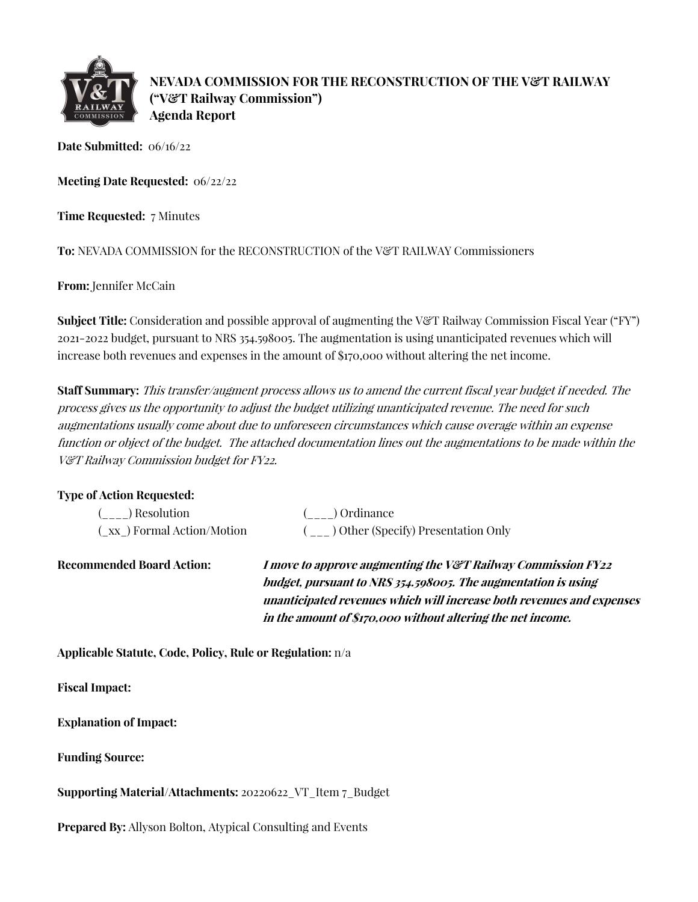# NEVADA COMMISSION FOR THE RECONSTRUCTION OF THE V&T RAILWAY ("V&T Railway Commission") Agenda Report

**Date Submitted:** 06/16/22

**Meeting Date Requested:** 06/22/22

**Time Requested:** 7 Minutes

**To:** NEVADA COMMISSION for the RECONSTRUCTION of the V&T RAILWAY Commissioners

**From:** Jennifer McCain

**Subject Title:** Consideration and possible approval of augmenting the V&T Railway Commission Fiscal Year ("FY") 2021-2022 budget, pursuant to NRS 354.598005. The augmentation is using unanticipated revenues which will increase both revenues and expenses in the amount of $170,000 without altering the net income.

**Staff Summary:** *This transfer/augment process allows us to amend the current fiscal year budget if needed. The process gives us the opportunity to adjust the budget utilizing unanticipated revenue. The need for such augmentations usually come about due to unforeseen circumstances which cause overage within an expense function or object of the budget. The attached documentation lines out the augmentations to be made within the V&T Railway Commission budget for FY22.*

**Type of Action Requested:**

(____) Resolution
(____) Ordinance
(_xx_) Formal Action/Motion
( ___ ) Other (Specify) Presentation Only

**Recommended Board Action:** ***I move to approve augmenting the V&T Railway Commission FY22 budget, pursuant to NRS 354.598005. The augmentation is using unanticipated revenues which will increase both revenues and expenses in the amount of $170,000 without altering the net income.***

**Applicable Statute, Code, Policy, Rule or Regulation:** n/a

**Fiscal Impact:**

**Explanation of Impact:**

**Funding Source:**

**Supporting Material/Attachments:** 20220622_VT_Item 7_Budget

**Prepared By:** Allyson Bolton, Atypical Consulting and Events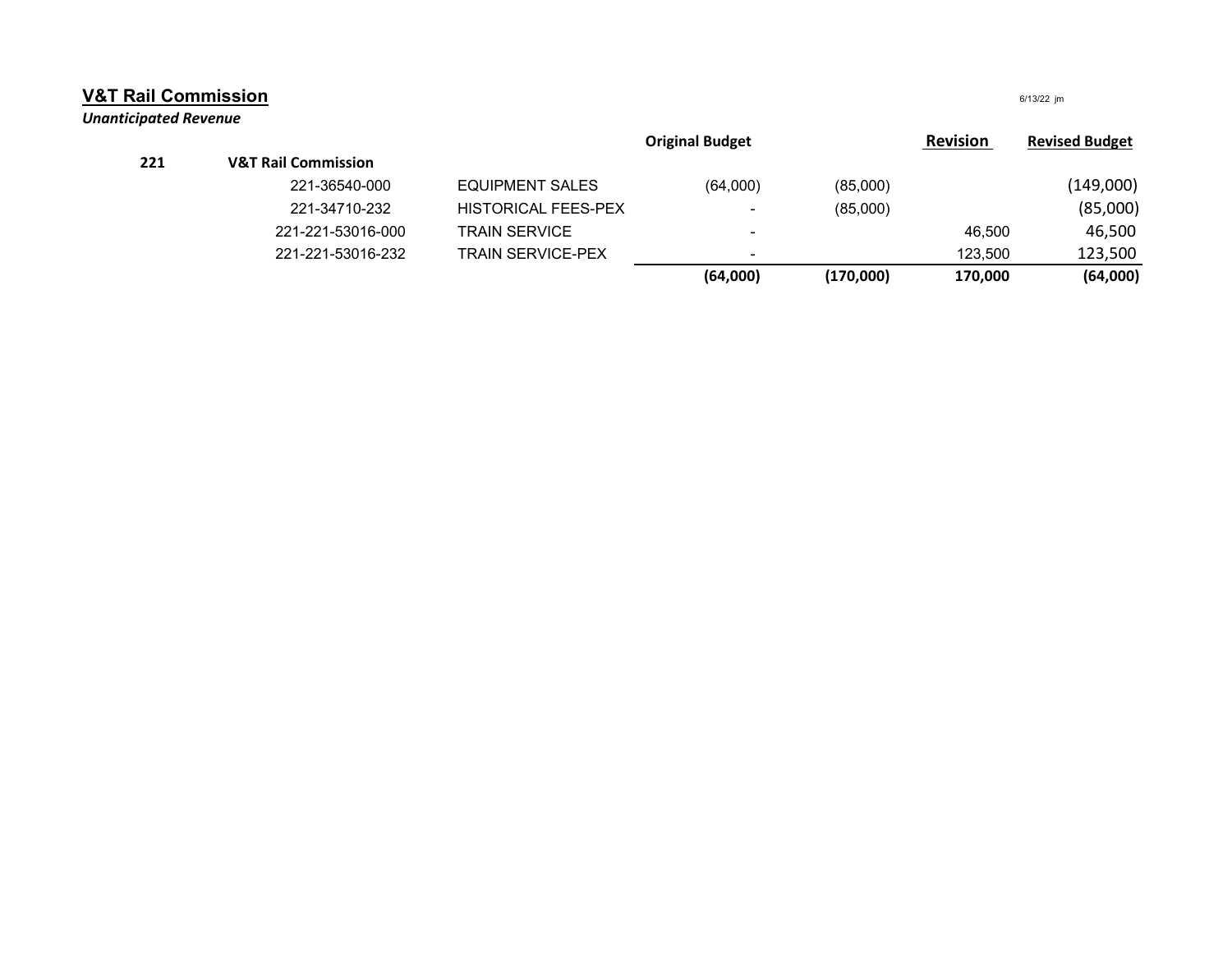## V&T Rail Commission

6/13/22 jm

***Unanticipated Revenue***

| | | | Original Budget | | Revision | Revised Budget |
|---|---|---|---|---|---|---|
| **221** | **V&T Rail Commission** | | | | | |
| | 221-36540-000 | EQUIPMENT SALES | (64,000) | (85,000) | | (149,000) |
| | 221-34710-232 | HISTORICAL FEES-PEX | - | (85,000) | | (85,000) |
| | 221-221-53016-000 | TRAIN SERVICE | - | | 46,500 | 46,500 |
| | 221-221-53016-232 | TRAIN SERVICE-PEX | - | | 123,500 | 123,500 |
| | | | **(64,000)** | **(170,000)** | **170,000** | **(64,000)** |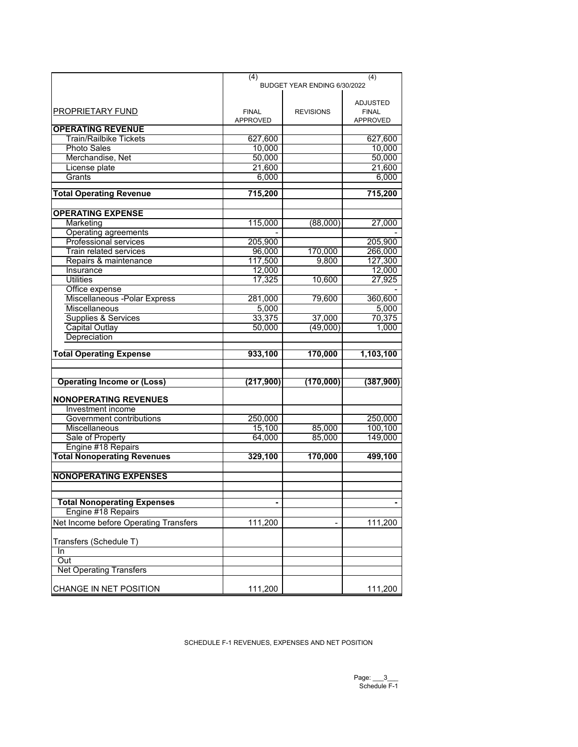| PROPRIETARY FUND | (4) FINAL APPROVED | REVISIONS | (4) ADJUSTED FINAL APPROVED |
|---|---|---|---|
| | BUDGET YEAR ENDING 6/30/2022 | | |
| **OPERATING REVENUE** | | | |
| Train/Railbike Tickets | 627,600 | | 627,600 |
| Photo Sales | 10,000 | | 10,000 |
| Merchandise, Net | 50,000 | | 50,000 |
| License plate | 21,600 | | 21,600 |
| Grants | 6,000 | | 6,000 |
| **Total Operating Revenue** | **715,200** | | **715,200** |
| **OPERATING EXPENSE** | | | |
| Marketing | 115,000 | (88,000) | 27,000 |
| Operating agreements | - | | - |
| Professional services | 205,900 | | 205,900 |
| Train related services | 96,000 | 170,000 | 266,000 |
| Repairs & maintenance | 117,500 | 9,800 | 127,300 |
| Insurance | 12,000 | | 12,000 |
| Utilities | 17,325 | 10,600 | 27,925 |
| Office expense | | | - |
| Miscellaneous -Polar Express | 281,000 | 79,600 | 360,600 |
| Miscellaneous | 5,000 | | 5,000 |
| Supplies & Services | 33,375 | 37,000 | 70,375 |
| Capital Outlay | 50,000 | (49,000) | 1,000 |
| Depreciation | | | |
| **Total Operating Expense** | **933,100** | **170,000** | **1,103,100** |
| **Operating Income or (Loss)** | **(217,900)** | **(170,000)** | **(387,900)** |
| **NONOPERATING REVENUES** | | | |
| Investment income | | | |
| Government contributions | 250,000 | | 250,000 |
| Miscellaneous | 15,100 | 85,000 | 100,100 |
| Sale of Property | 64,000 | 85,000 | 149,000 |
| Engine #18 Repairs | | | |
| **Total Nonoperating Revenues** | **329,100** | **170,000** | **499,100** |
| **NONOPERATING EXPENSES** | | | |
| **Total Nonoperating Expenses** | **-** | | **-** |
| Engine #18 Repairs | | | |
| Net Income before Operating Transfers | 111,200 | - | 111,200 |
| Transfers (Schedule T) | | | |
| In | | | |
| Out | | | |
| Net Operating Transfers | | | |
| CHANGE IN NET POSITION | 111,200 | | 111,200 |

SCHEDULE F-1 REVENUES, EXPENSES AND NET POSITION

Schedule F-1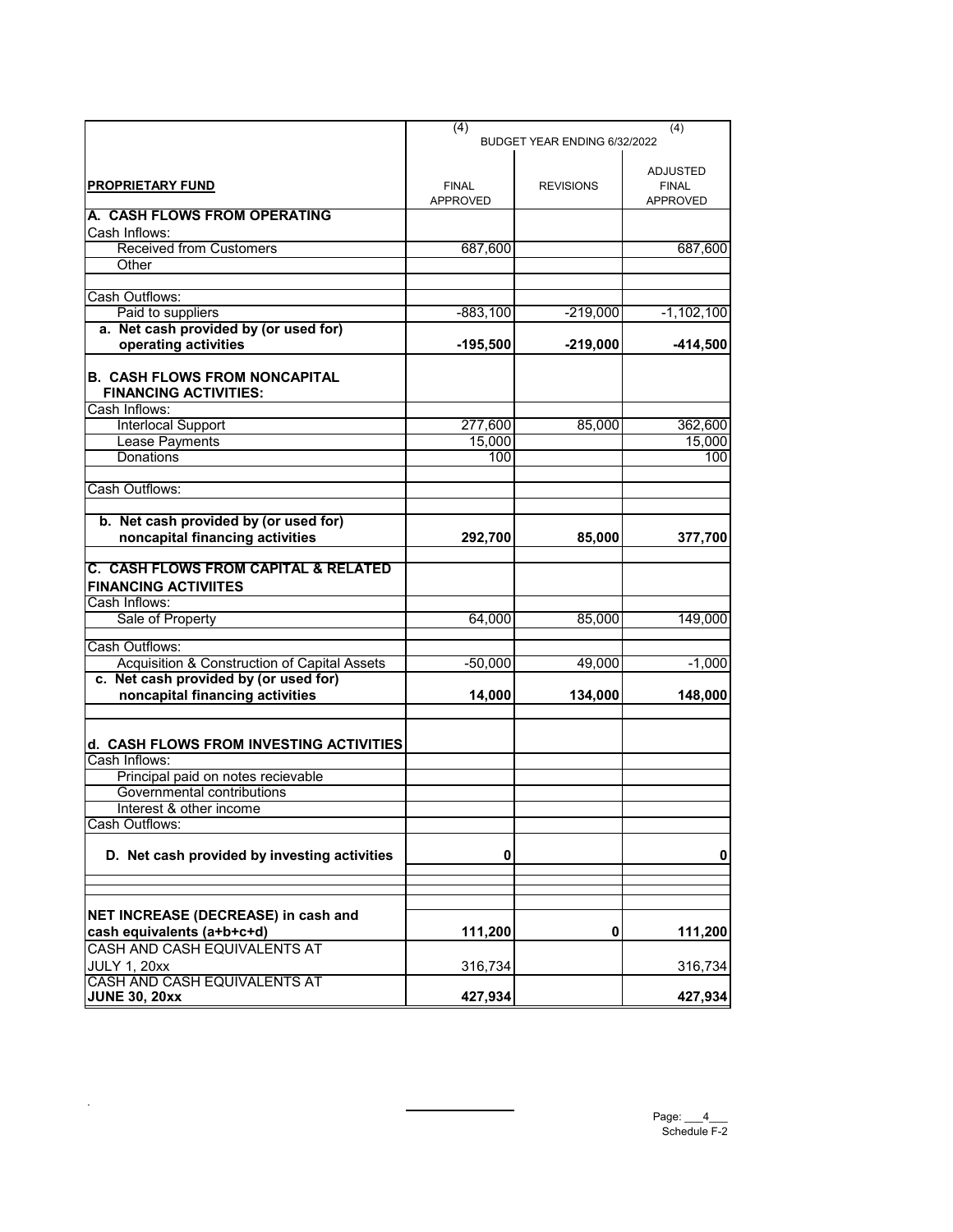| | (4) | | (4) |
| --- | --- | --- | --- |
| | BUDGET YEAR ENDING 6/32/2022 | | |
| **PROPRIETARY FUND** | FINAL APPROVED | REVISIONS | ADJUSTED FINAL APPROVED |
| **A. CASH FLOWS FROM OPERATING** | | | |
| Cash Inflows: | | | |
| Received from Customers | 687,600 | | 687,600 |
| Other | | | |
| | | | |
| Cash Outflows: | | | |
| Paid to suppliers | -883,100 | -219,000 | -1,102,100 |
| **a. Net cash provided by (or used for) operating activities** | **-195,500** | **-219,000** | **-414,500** |
| **B. CASH FLOWS FROM NONCAPITAL FINANCING ACTIVITIES:** | | | |
| Cash Inflows: | | | |
| Interlocal Support | 277,600 | 85,000 | 362,600 |
| Lease Payments | 15,000 | | 15,000 |
| Donations | 100 | | 100 |
| | | | |
| Cash Outflows: | | | |
| | | | |
| **b. Net cash provided by (or used for) noncapital financing activities** | **292,700** | **85,000** | **377,700** |
| | | | |
| **C. CASH FLOWS FROM CAPITAL & RELATED FINANCING ACTIVIITES** | | | |
| Cash Inflows: | | | |
| Sale of Property | 64,000 | 85,000 | 149,000 |
| | | | |
| Cash Outflows: | | | |
| Acquisition & Construction of Capital Assets | -50,000 | 49,000 | -1,000 |
| **c. Net cash provided by (or used for) noncapital financing activities** | **14,000** | **134,000** | **148,000** |
| | | | |
| **d. CASH FLOWS FROM INVESTING ACTIVITIES** | | | |
| Cash Inflows: | | | |
| Principal paid on notes recievable | | | |
| Governmental contributions | | | |
| Interest & other income | | | |
| Cash Outflows: | | | |
| **D. Net cash provided by investing activities** | **0** | | **0** |
| | | | |
| | | | |
| | | | |
| **NET INCREASE (DECREASE) in cash and cash equivalents (a+b+c+d)** | **111,200** | **0** | **111,200** |
| CASH AND CASH EQUIVALENTS AT JULY 1, 20xx | 316,734 | | 316,734 |
| CASH AND CASH EQUIVALENTS AT **JUNE 30, 20xx** | **427,934** | | **427,934** |

Schedule F-2